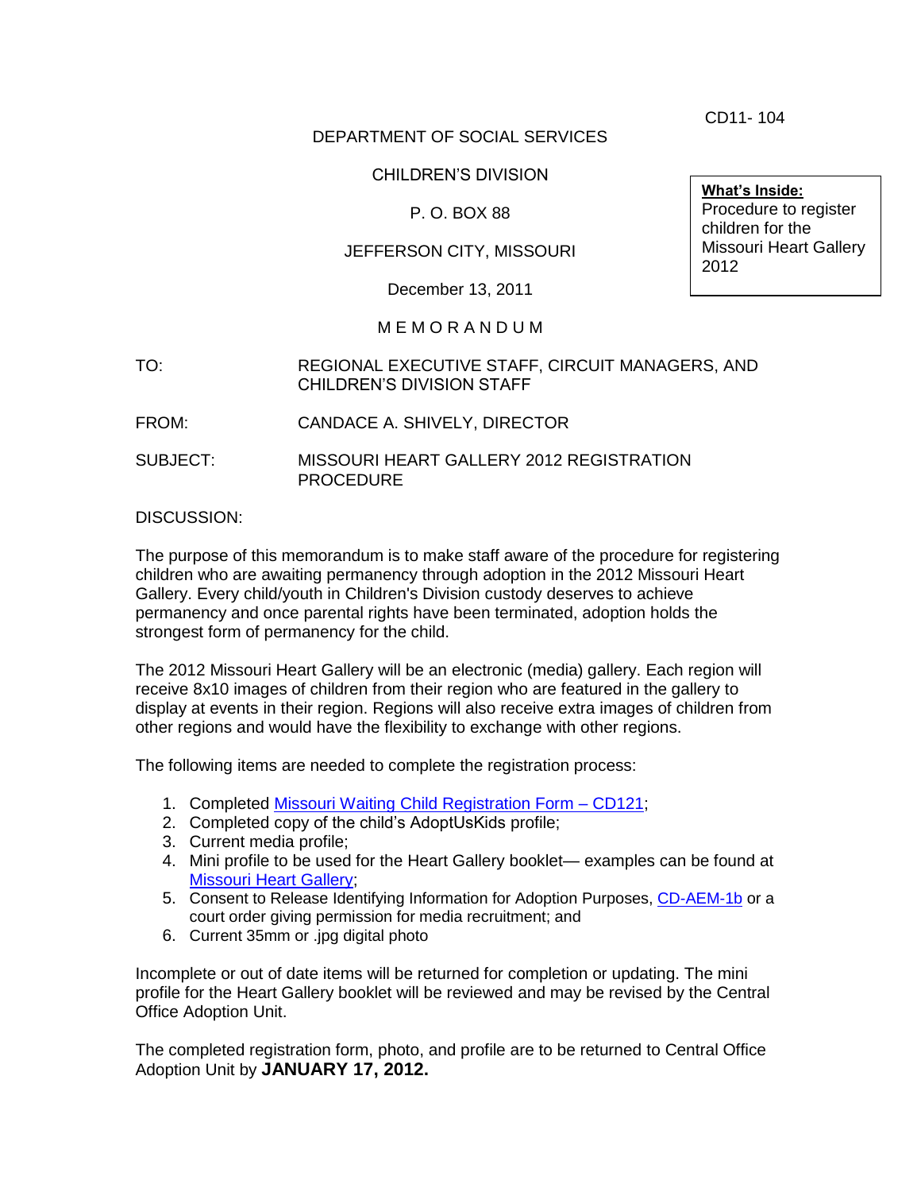CD11- 104

DEPARTMENT OF SOCIAL SERVICES

CHILDREN'S DIVISION

P. O. BOX 88

JEFFERSON CITY, MISSOURI

December 13, 2011

**What's Inside:**
Procedure to register children for the Missouri Heart Gallery 2012

M E M O R A N D U M

TO: REGIONAL EXECUTIVE STAFF, CIRCUIT MANAGERS, AND CHILDREN'S DIVISION STAFF

FROM: CANDACE A. SHIVELY, DIRECTOR

SUBJECT: MISSOURI HEART GALLERY 2012 REGISTRATION PROCEDURE

DISCUSSION:

The purpose of this memorandum is to make staff aware of the procedure for registering children who are awaiting permanency through adoption in the 2012 Missouri Heart Gallery. Every child/youth in Children's Division custody deserves to achieve permanency and once parental rights have been terminated, adoption holds the strongest form of permanency for the child.

The 2012 Missouri Heart Gallery will be an electronic (media) gallery. Each region will receive 8x10 images of children from their region who are featured in the gallery to display at events in their region. Regions will also receive extra images of children from other regions and would have the flexibility to exchange with other regions.

The following items are needed to complete the registration process:

1. Completed Missouri Waiting Child Registration Form – CD121;
2. Completed copy of the child's AdoptUsKids profile;
3. Current media profile;
4. Mini profile to be used for the Heart Gallery booklet— examples can be found at Missouri Heart Gallery;
5. Consent to Release Identifying Information for Adoption Purposes, CD-AEM-1b or a court order giving permission for media recruitment; and
6. Current 35mm or .jpg digital photo

Incomplete or out of date items will be returned for completion or updating. The mini profile for the Heart Gallery booklet will be reviewed and may be revised by the Central Office Adoption Unit.

The completed registration form, photo, and profile are to be returned to Central Office Adoption Unit by **JANUARY 17, 2012.**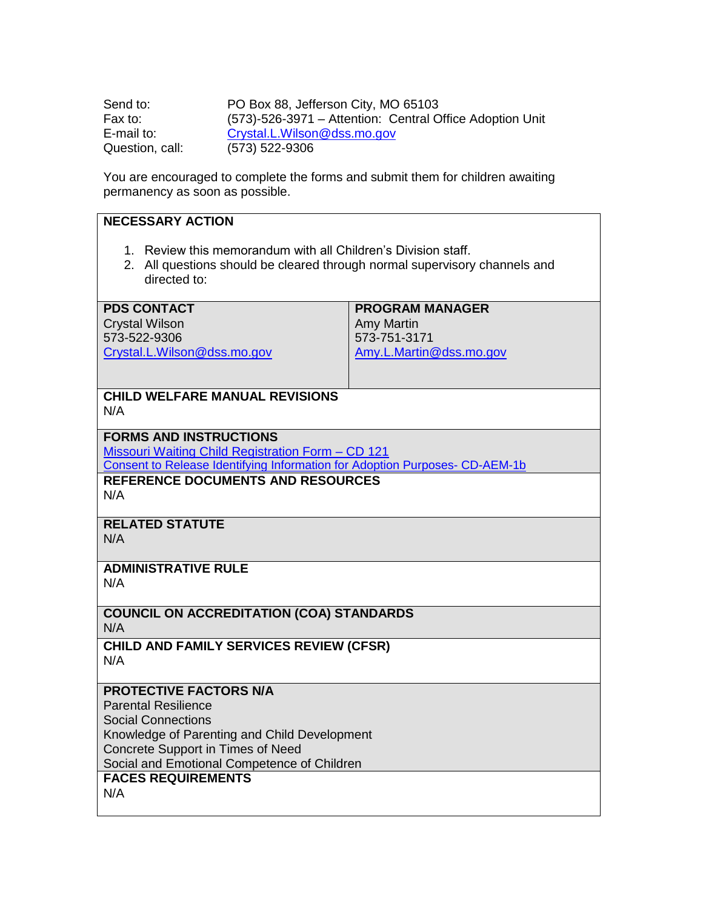| | |
|---|---|
| Send to: | PO Box 88, Jefferson City, MO 65103 |
| Fax to: | (573)-526-3971 – Attention: Central Office Adoption Unit |
| E-mail to: | Crystal.L.Wilson@dss.mo.gov |
| Question, call: | (573) 522-9306 |

You are encouraged to complete the forms and submit them for children awaiting permanency as soon as possible.

**NECESSARY ACTION**

1. Review this memorandum with all Children's Division staff.
2. All questions should be cleared through normal supervisory channels and directed to:

| PDS CONTACT | PROGRAM MANAGER |
|---|---|
| Crystal Wilson<br>573-522-9306<br>Crystal.L.Wilson@dss.mo.gov | Amy Martin<br>573-751-3171<br>Amy.L.Martin@dss.mo.gov |

**CHILD WELFARE MANUAL REVISIONS**
N/A

**FORMS AND INSTRUCTIONS**
Missouri Waiting Child Registration Form – CD 121
Consent to Release Identifying Information for Adoption Purposes- CD-AEM-1b

**REFERENCE DOCUMENTS AND RESOURCES**
N/A

**RELATED STATUTE**
N/A

**ADMINISTRATIVE RULE**
N/A

**COUNCIL ON ACCREDITATION (COA) STANDARDS**
N/A

**CHILD AND FAMILY SERVICES REVIEW (CFSR)**
N/A

**PROTECTIVE FACTORS N/A**
Parental Resilience
Social Connections
Knowledge of Parenting and Child Development
Concrete Support in Times of Need
Social and Emotional Competence of Children

**FACES REQUIREMENTS**
N/A